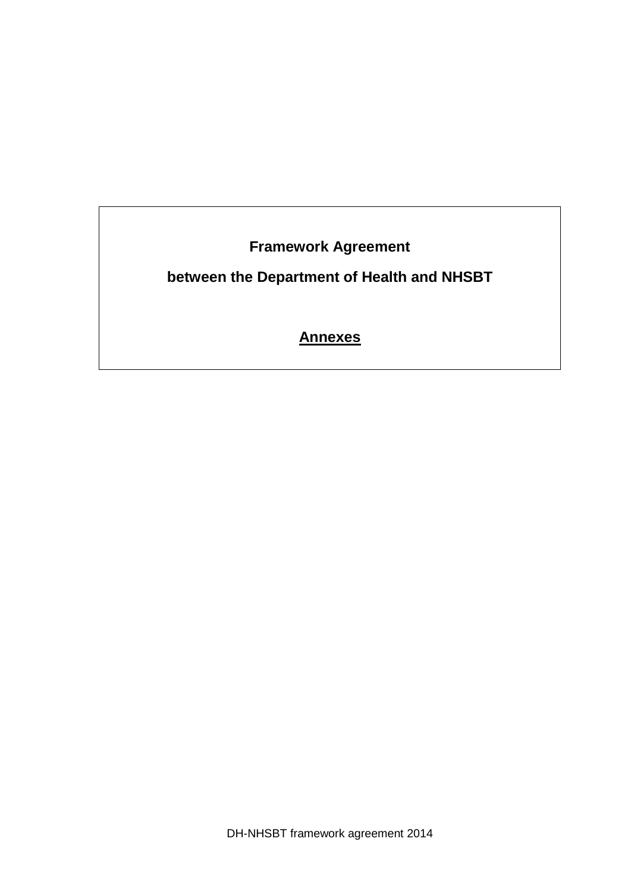**Framework Agreement**

**between the Department of Health and NHSBT**

**Annexes**

DH-NHSBT framework agreement 2014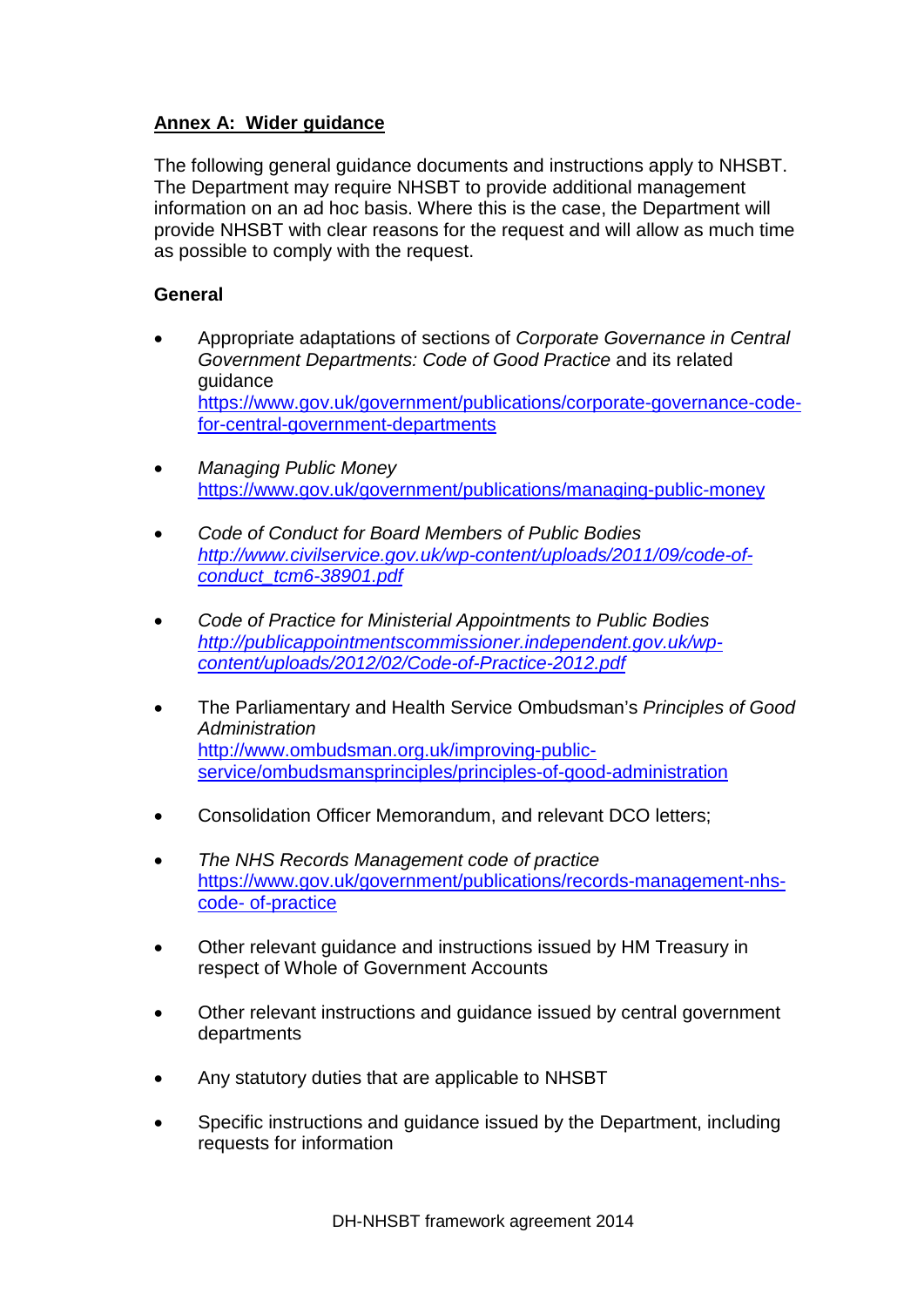**Annex A: Wider guidance**

The following general guidance documents and instructions apply to NHSBT. The Department may require NHSBT to provide additional management information on an ad hoc basis. Where this is the case, the Department will provide NHSBT with clear reasons for the request and will allow as much time as possible to comply with the request.

**General**

- Appropriate adaptations of sections of *Corporate Governance in Central Government Departments: Code of Good Practice* and its related guidance https://www.gov.uk/government/publications/corporate-governance-code-for-central-government-departments

- *Managing Public Money* https://www.gov.uk/government/publications/managing-public-money

- *Code of Conduct for Board Members of Public Bodies* *http://www.civilservice.gov.uk/wp-content/uploads/2011/09/code-of-conduct_tcm6-38901.pdf*

- *Code of Practice for Ministerial Appointments to Public Bodies* *http://publicappointmentscommissioner.independent.gov.uk/wp-content/uploads/2012/02/Code-of-Practice-2012.pdf*

- The Parliamentary and Health Service Ombudsman's *Principles of Good Administration* http://www.ombudsman.org.uk/improving-public-service/ombudsmansprinciples/principles-of-good-administration

- Consolidation Officer Memorandum, and relevant DCO letters;

- *The NHS Records Management code of practice* https://www.gov.uk/government/publications/records-management-nhs-code- of-practice

- Other relevant guidance and instructions issued by HM Treasury in respect of Whole of Government Accounts

- Other relevant instructions and guidance issued by central government departments

- Any statutory duties that are applicable to NHSBT

- Specific instructions and guidance issued by the Department, including requests for information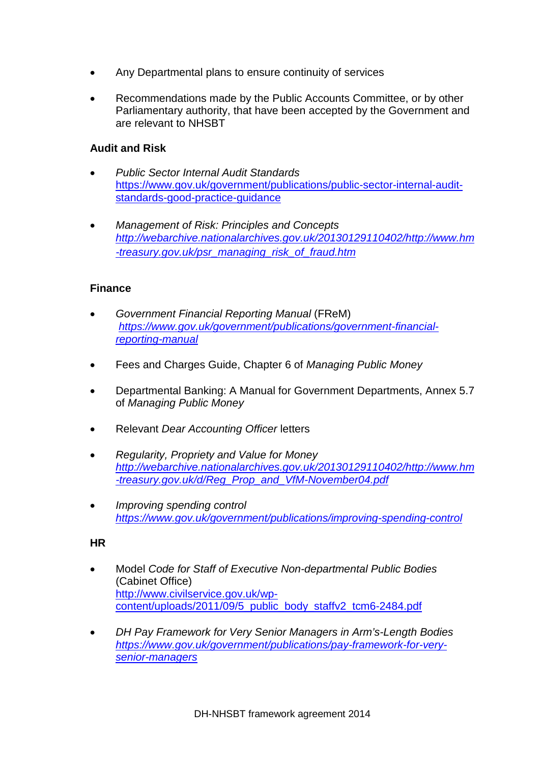- Any Departmental plans to ensure continuity of services

- Recommendations made by the Public Accounts Committee, or by other Parliamentary authority, that have been accepted by the Government and are relevant to NHSBT

**Audit and Risk**

- *Public Sector Internal Audit Standards*
  https://www.gov.uk/government/publications/public-sector-internal-audit-standards-good-practice-guidance

- *Management of Risk: Principles and Concepts*
  *http://webarchive.nationalarchives.gov.uk/20130129110402/http://www.hm-treasury.gov.uk/psr_managing_risk_of_fraud.htm*

**Finance**

- *Government Financial Reporting Manual* (FReM)
  *https://www.gov.uk/government/publications/government-financial-reporting-manual*

- Fees and Charges Guide, Chapter 6 of *Managing Public Money*

- Departmental Banking: A Manual for Government Departments, Annex 5.7 of *Managing Public Money*

- Relevant *Dear Accounting Officer* letters

- *Regularity, Propriety and Value for Money*
  *http://webarchive.nationalarchives.gov.uk/20130129110402/http://www.hm-treasury.gov.uk/d/Reg_Prop_and_VfM-November04.pdf*

- *Improving spending control*
  *https://www.gov.uk/government/publications/improving-spending-control*

**HR**

- Model *Code for Staff of Executive Non-departmental Public Bodies* (Cabinet Office)
  http://www.civilservice.gov.uk/wp-content/uploads/2011/09/5_public_body_staffv2_tcm6-2484.pdf

- *DH Pay Framework for Very Senior Managers in Arm's-Length Bodies*
  *https://www.gov.uk/government/publications/pay-framework-for-very-senior-managers*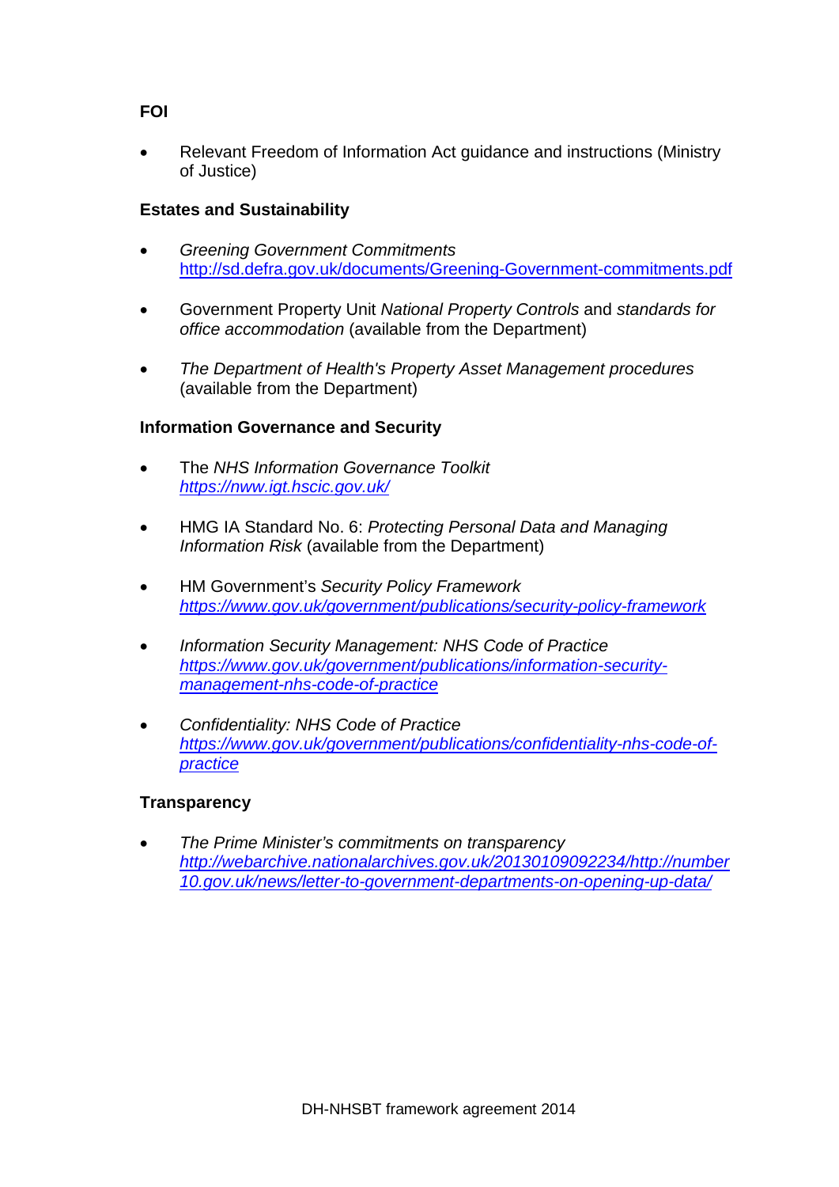**FOI**

- Relevant Freedom of Information Act guidance and instructions (Ministry of Justice)

**Estates and Sustainability**

- *Greening Government Commitments* http://sd.defra.gov.uk/documents/Greening-Government-commitments.pdf

- Government Property Unit *National Property Controls* and *standards for office accommodation* (available from the Department)

- *The Department of Health's Property Asset Management procedures* (available from the Department)

**Information Governance and Security**

- The *NHS Information Governance Toolkit* *https://nww.igt.hscic.gov.uk/*

- HMG IA Standard No. 6: *Protecting Personal Data and Managing Information Risk* (available from the Department)

- HM Government's *Security Policy Framework* *https://www.gov.uk/government/publications/security-policy-framework*

- *Information Security Management: NHS Code of Practice* *https://www.gov.uk/government/publications/information-security-management-nhs-code-of-practice*

- *Confidentiality: NHS Code of Practice* *https://www.gov.uk/government/publications/confidentiality-nhs-code-of-practice*

**Transparency**

- *The Prime Minister's commitments on transparency* *http://webarchive.nationalarchives.gov.uk/20130109092234/http://number10.gov.uk/news/letter-to-government-departments-on-opening-up-data/*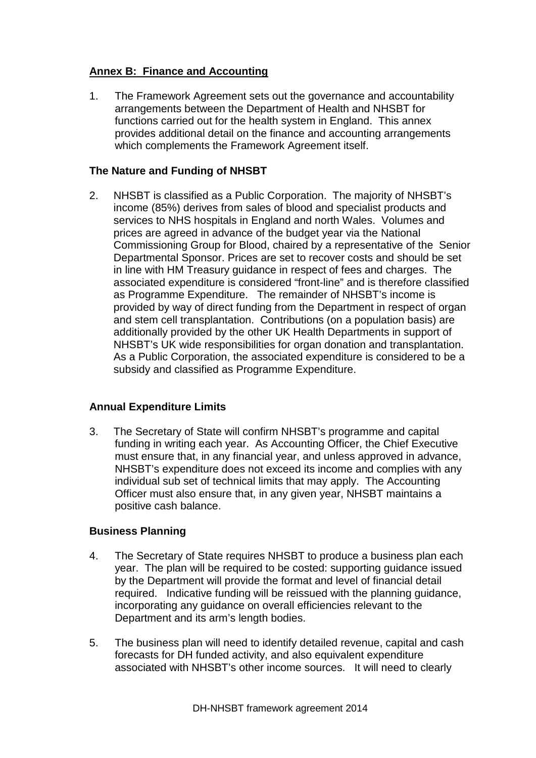## Annex B: Finance and Accounting

1. The Framework Agreement sets out the governance and accountability arrangements between the Department of Health and NHSBT for functions carried out for the health system in England. This annex provides additional detail on the finance and accounting arrangements which complements the Framework Agreement itself.

### The Nature and Funding of NHSBT

2. NHSBT is classified as a Public Corporation. The majority of NHSBT's income (85%) derives from sales of blood and specialist products and services to NHS hospitals in England and north Wales. Volumes and prices are agreed in advance of the budget year via the National Commissioning Group for Blood, chaired by a representative of the Senior Departmental Sponsor. Prices are set to recover costs and should be set in line with HM Treasury guidance in respect of fees and charges. The associated expenditure is considered "front-line" and is therefore classified as Programme Expenditure. The remainder of NHSBT's income is provided by way of direct funding from the Department in respect of organ and stem cell transplantation. Contributions (on a population basis) are additionally provided by the other UK Health Departments in support of NHSBT's UK wide responsibilities for organ donation and transplantation. As a Public Corporation, the associated expenditure is considered to be a subsidy and classified as Programme Expenditure.

### Annual Expenditure Limits

3. The Secretary of State will confirm NHSBT's programme and capital funding in writing each year. As Accounting Officer, the Chief Executive must ensure that, in any financial year, and unless approved in advance, NHSBT's expenditure does not exceed its income and complies with any individual sub set of technical limits that may apply. The Accounting Officer must also ensure that, in any given year, NHSBT maintains a positive cash balance.

### Business Planning

4. The Secretary of State requires NHSBT to produce a business plan each year. The plan will be required to be costed: supporting guidance issued by the Department will provide the format and level of financial detail required. Indicative funding will be reissued with the planning guidance, incorporating any guidance on overall efficiencies relevant to the Department and its arm's length bodies.

5. The business plan will need to identify detailed revenue, capital and cash forecasts for DH funded activity, and also equivalent expenditure associated with NHSBT's other income sources. It will need to clearly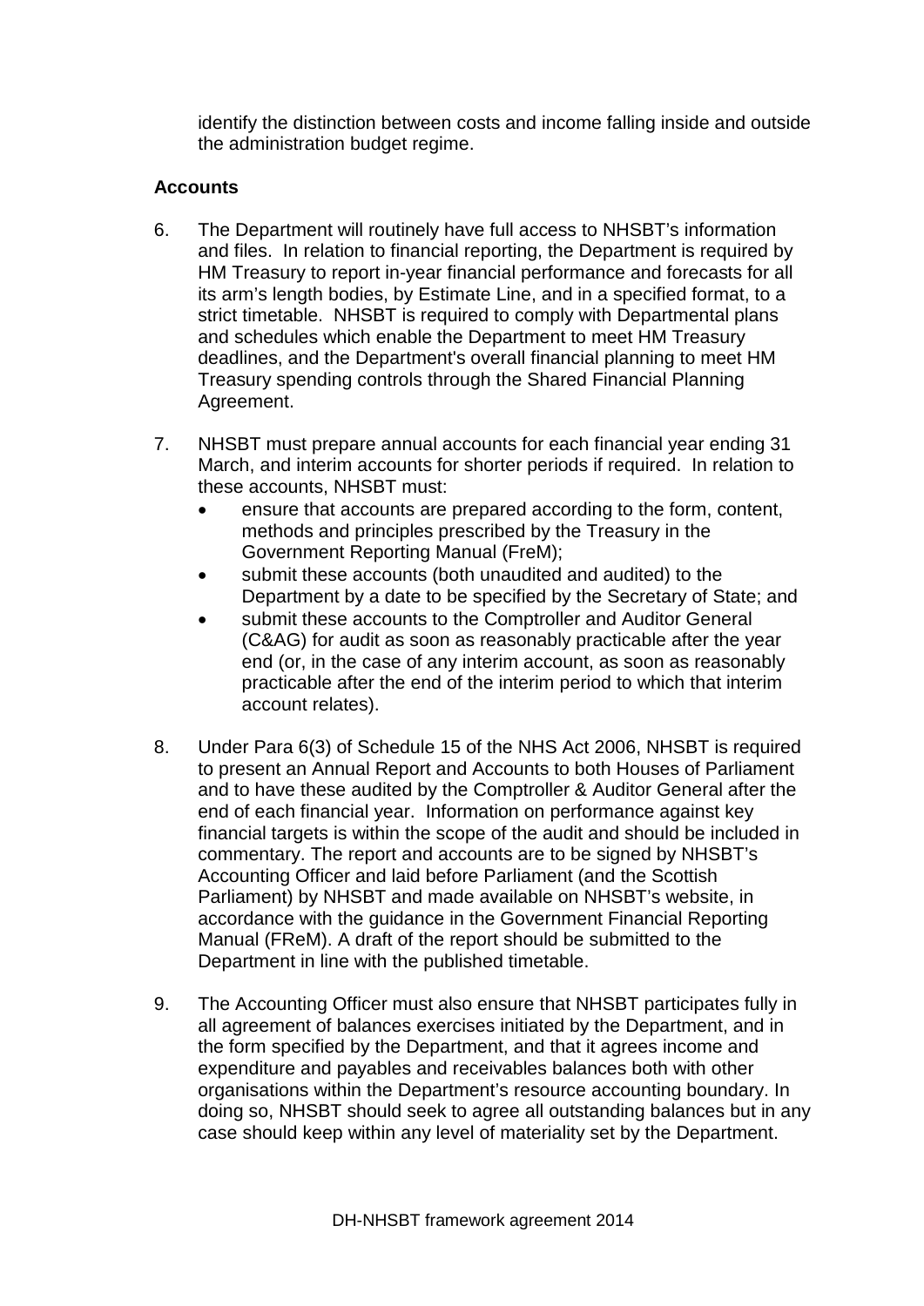identify the distinction between costs and income falling inside and outside the administration budget regime.

**Accounts**

6. The Department will routinely have full access to NHSBT's information and files. In relation to financial reporting, the Department is required by HM Treasury to report in-year financial performance and forecasts for all its arm's length bodies, by Estimate Line, and in a specified format, to a strict timetable. NHSBT is required to comply with Departmental plans and schedules which enable the Department to meet HM Treasury deadlines, and the Department's overall financial planning to meet HM Treasury spending controls through the Shared Financial Planning Agreement.

7. NHSBT must prepare annual accounts for each financial year ending 31 March, and interim accounts for shorter periods if required. In relation to these accounts, NHSBT must:
   - ensure that accounts are prepared according to the form, content, methods and principles prescribed by the Treasury in the Government Reporting Manual (FreM);
   - submit these accounts (both unaudited and audited) to the Department by a date to be specified by the Secretary of State; and
   - submit these accounts to the Comptroller and Auditor General (C&AG) for audit as soon as reasonably practicable after the year end (or, in the case of any interim account, as soon as reasonably practicable after the end of the interim period to which that interim account relates).

8. Under Para 6(3) of Schedule 15 of the NHS Act 2006, NHSBT is required to present an Annual Report and Accounts to both Houses of Parliament and to have these audited by the Comptroller & Auditor General after the end of each financial year. Information on performance against key financial targets is within the scope of the audit and should be included in commentary. The report and accounts are to be signed by NHSBT's Accounting Officer and laid before Parliament (and the Scottish Parliament) by NHSBT and made available on NHSBT's website, in accordance with the guidance in the Government Financial Reporting Manual (FReM). A draft of the report should be submitted to the Department in line with the published timetable.

9. The Accounting Officer must also ensure that NHSBT participates fully in all agreement of balances exercises initiated by the Department, and in the form specified by the Department, and that it agrees income and expenditure and payables and receivables balances both with other organisations within the Department's resource accounting boundary. In doing so, NHSBT should seek to agree all outstanding balances but in any case should keep within any level of materiality set by the Department.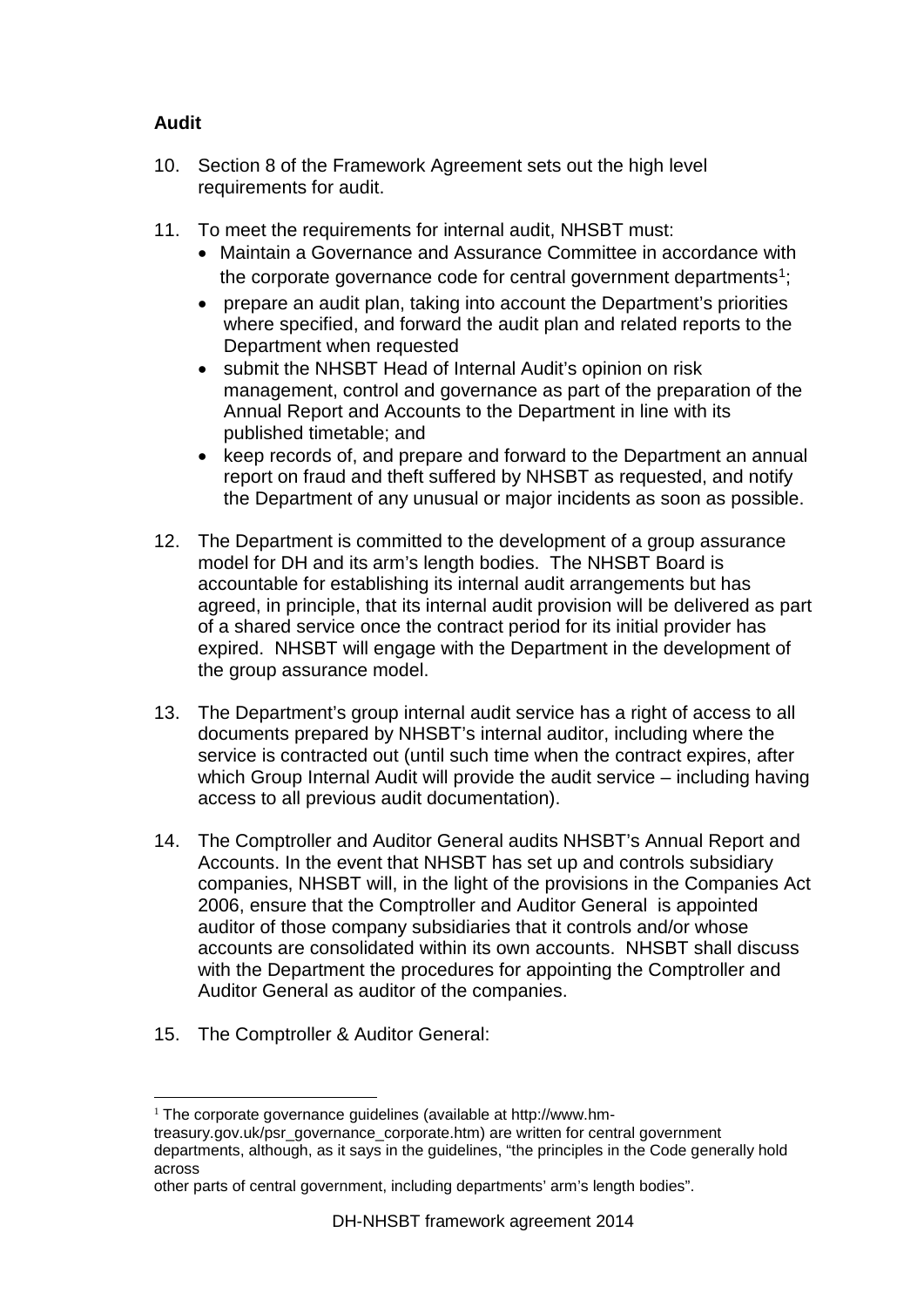**Audit**

10. Section 8 of the Framework Agreement sets out the high level requirements for audit.

11. To meet the requirements for internal audit, NHSBT must:
    - Maintain a Governance and Assurance Committee in accordance with the corporate governance code for central government departments[1];
    - prepare an audit plan, taking into account the Department's priorities where specified, and forward the audit plan and related reports to the Department when requested
    - submit the NHSBT Head of Internal Audit's opinion on risk management, control and governance as part of the preparation of the Annual Report and Accounts to the Department in line with its published timetable; and
    - keep records of, and prepare and forward to the Department an annual report on fraud and theft suffered by NHSBT as requested, and notify the Department of any unusual or major incidents as soon as possible.

12. The Department is committed to the development of a group assurance model for DH and its arm's length bodies. The NHSBT Board is accountable for establishing its internal audit arrangements but has agreed, in principle, that its internal audit provision will be delivered as part of a shared service once the contract period for its initial provider has expired. NHSBT will engage with the Department in the development of the group assurance model.

13. The Department's group internal audit service has a right of access to all documents prepared by NHSBT's internal auditor, including where the service is contracted out (until such time when the contract expires, after which Group Internal Audit will provide the audit service – including having access to all previous audit documentation).

14. The Comptroller and Auditor General audits NHSBT's Annual Report and Accounts. In the event that NHSBT has set up and controls subsidiary companies, NHSBT will, in the light of the provisions in the Companies Act 2006, ensure that the Comptroller and Auditor General is appointed auditor of those company subsidiaries that it controls and/or whose accounts are consolidated within its own accounts. NHSBT shall discuss with the Department the procedures for appointing the Comptroller and Auditor General as auditor of the companies.

15. The Comptroller & Auditor General:

---

[1] The corporate governance guidelines (available at http://www.hm-treasury.gov.uk/psr_governance_corporate.htm) are written for central government departments, although, as it says in the guidelines, "the principles in the Code generally hold across other parts of central government, including departments' arm's length bodies".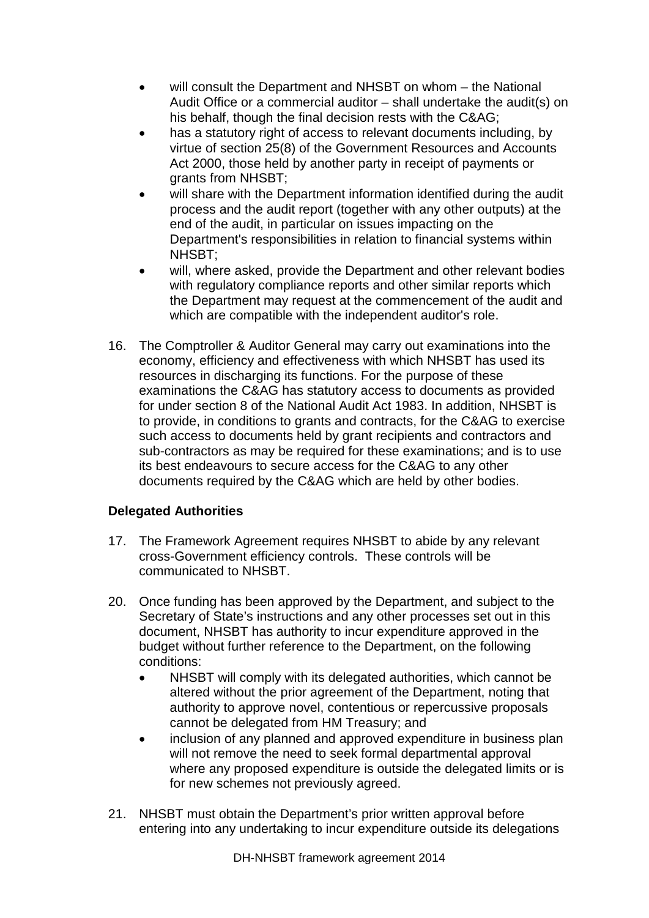- will consult the Department and NHSBT on whom – the National Audit Office or a commercial auditor – shall undertake the audit(s) on his behalf, though the final decision rests with the C&AG;
- has a statutory right of access to relevant documents including, by virtue of section 25(8) of the Government Resources and Accounts Act 2000, those held by another party in receipt of payments or grants from NHSBT;
- will share with the Department information identified during the audit process and the audit report (together with any other outputs) at the end of the audit, in particular on issues impacting on the Department's responsibilities in relation to financial systems within NHSBT;
- will, where asked, provide the Department and other relevant bodies with regulatory compliance reports and other similar reports which the Department may request at the commencement of the audit and which are compatible with the independent auditor's role.

16. The Comptroller & Auditor General may carry out examinations into the economy, efficiency and effectiveness with which NHSBT has used its resources in discharging its functions. For the purpose of these examinations the C&AG has statutory access to documents as provided for under section 8 of the National Audit Act 1983. In addition, NHSBT is to provide, in conditions to grants and contracts, for the C&AG to exercise such access to documents held by grant recipients and contractors and sub-contractors as may be required for these examinations; and is to use its best endeavours to secure access for the C&AG to any other documents required by the C&AG which are held by other bodies.

**Delegated Authorities**

17. The Framework Agreement requires NHSBT to abide by any relevant cross-Government efficiency controls. These controls will be communicated to NHSBT.

20. Once funding has been approved by the Department, and subject to the Secretary of State's instructions and any other processes set out in this document, NHSBT has authority to incur expenditure approved in the budget without further reference to the Department, on the following conditions:
    - NHSBT will comply with its delegated authorities, which cannot be altered without the prior agreement of the Department, noting that authority to approve novel, contentious or repercussive proposals cannot be delegated from HM Treasury; and
    - inclusion of any planned and approved expenditure in business plan will not remove the need to seek formal departmental approval where any proposed expenditure is outside the delegated limits or is for new schemes not previously agreed.

21. NHSBT must obtain the Department's prior written approval before entering into any undertaking to incur expenditure outside its delegations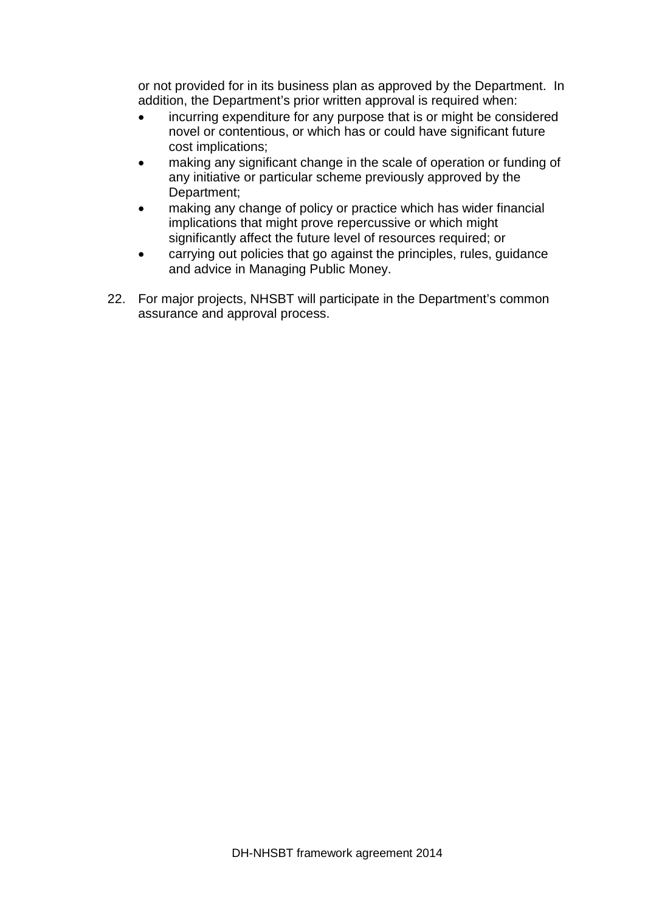or not provided for in its business plan as approved by the Department. In addition, the Department's prior written approval is required when:

- incurring expenditure for any purpose that is or might be considered novel or contentious, or which has or could have significant future cost implications;
- making any significant change in the scale of operation or funding of any initiative or particular scheme previously approved by the Department;
- making any change of policy or practice which has wider financial implications that might prove repercussive or which might significantly affect the future level of resources required; or
- carrying out policies that go against the principles, rules, guidance and advice in Managing Public Money.

22. For major projects, NHSBT will participate in the Department's common assurance and approval process.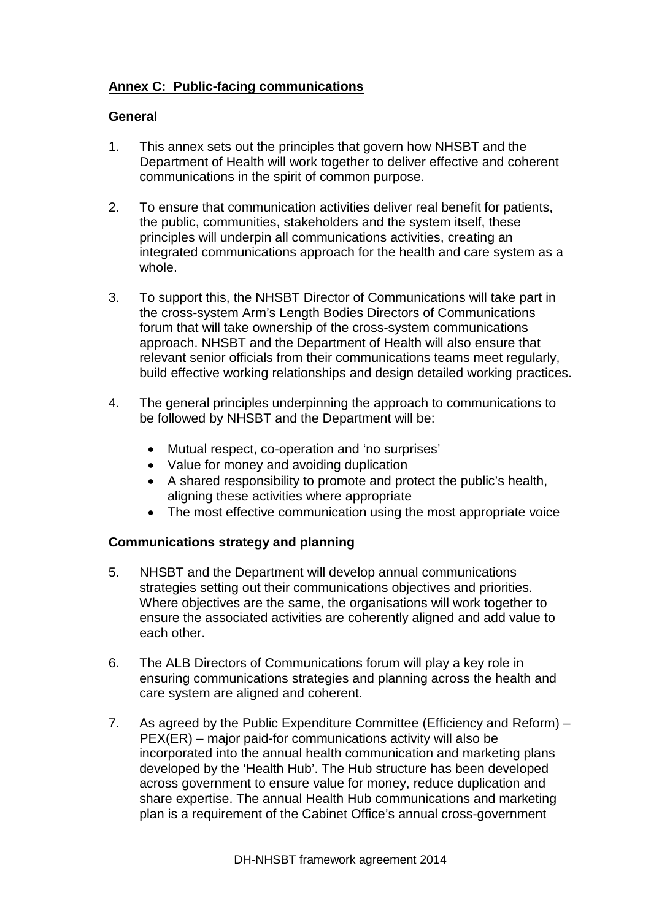## Annex C: Public-facing communications

### General

1. This annex sets out the principles that govern how NHSBT and the Department of Health will work together to deliver effective and coherent communications in the spirit of common purpose.

2. To ensure that communication activities deliver real benefit for patients, the public, communities, stakeholders and the system itself, these principles will underpin all communications activities, creating an integrated communications approach for the health and care system as a whole.

3. To support this, the NHSBT Director of Communications will take part in the cross-system Arm's Length Bodies Directors of Communications forum that will take ownership of the cross-system communications approach. NHSBT and the Department of Health will also ensure that relevant senior officials from their communications teams meet regularly, build effective working relationships and design detailed working practices.

4. The general principles underpinning the approach to communications to be followed by NHSBT and the Department will be:

   - Mutual respect, co-operation and 'no surprises'
   - Value for money and avoiding duplication
   - A shared responsibility to promote and protect the public's health, aligning these activities where appropriate
   - The most effective communication using the most appropriate voice

### Communications strategy and planning

5. NHSBT and the Department will develop annual communications strategies setting out their communications objectives and priorities. Where objectives are the same, the organisations will work together to ensure the associated activities are coherently aligned and add value to each other.

6. The ALB Directors of Communications forum will play a key role in ensuring communications strategies and planning across the health and care system are aligned and coherent.

7. As agreed by the Public Expenditure Committee (Efficiency and Reform) – PEX(ER) – major paid-for communications activity will also be incorporated into the annual health communication and marketing plans developed by the 'Health Hub'. The Hub structure has been developed across government to ensure value for money, reduce duplication and share expertise. The annual Health Hub communications and marketing plan is a requirement of the Cabinet Office's annual cross-government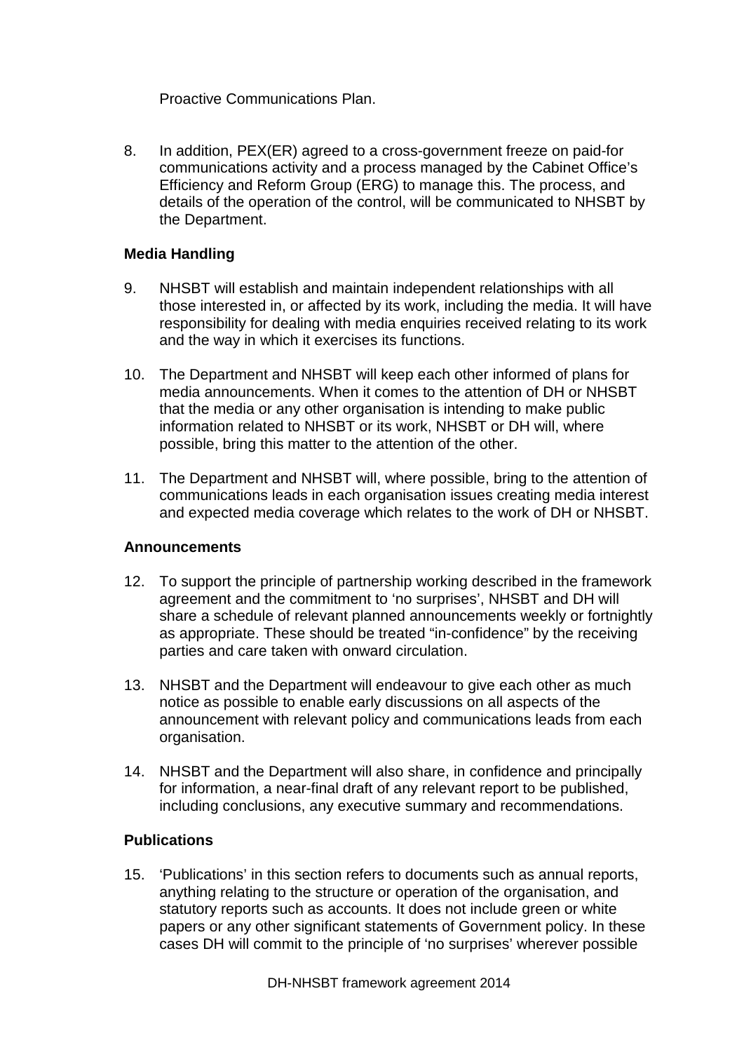Proactive Communications Plan.

8. In addition, PEX(ER) agreed to a cross-government freeze on paid-for communications activity and a process managed by the Cabinet Office's Efficiency and Reform Group (ERG) to manage this. The process, and details of the operation of the control, will be communicated to NHSBT by the Department.

**Media Handling**

9. NHSBT will establish and maintain independent relationships with all those interested in, or affected by its work, including the media. It will have responsibility for dealing with media enquiries received relating to its work and the way in which it exercises its functions.

10. The Department and NHSBT will keep each other informed of plans for media announcements. When it comes to the attention of DH or NHSBT that the media or any other organisation is intending to make public information related to NHSBT or its work, NHSBT or DH will, where possible, bring this matter to the attention of the other.

11. The Department and NHSBT will, where possible, bring to the attention of communications leads in each organisation issues creating media interest and expected media coverage which relates to the work of DH or NHSBT.

**Announcements**

12. To support the principle of partnership working described in the framework agreement and the commitment to 'no surprises', NHSBT and DH will share a schedule of relevant planned announcements weekly or fortnightly as appropriate. These should be treated "in-confidence" by the receiving parties and care taken with onward circulation.

13. NHSBT and the Department will endeavour to give each other as much notice as possible to enable early discussions on all aspects of the announcement with relevant policy and communications leads from each organisation.

14. NHSBT and the Department will also share, in confidence and principally for information, a near-final draft of any relevant report to be published, including conclusions, any executive summary and recommendations.

**Publications**

15. 'Publications' in this section refers to documents such as annual reports, anything relating to the structure or operation of the organisation, and statutory reports such as accounts. It does not include green or white papers or any other significant statements of Government policy. In these cases DH will commit to the principle of 'no surprises' wherever possible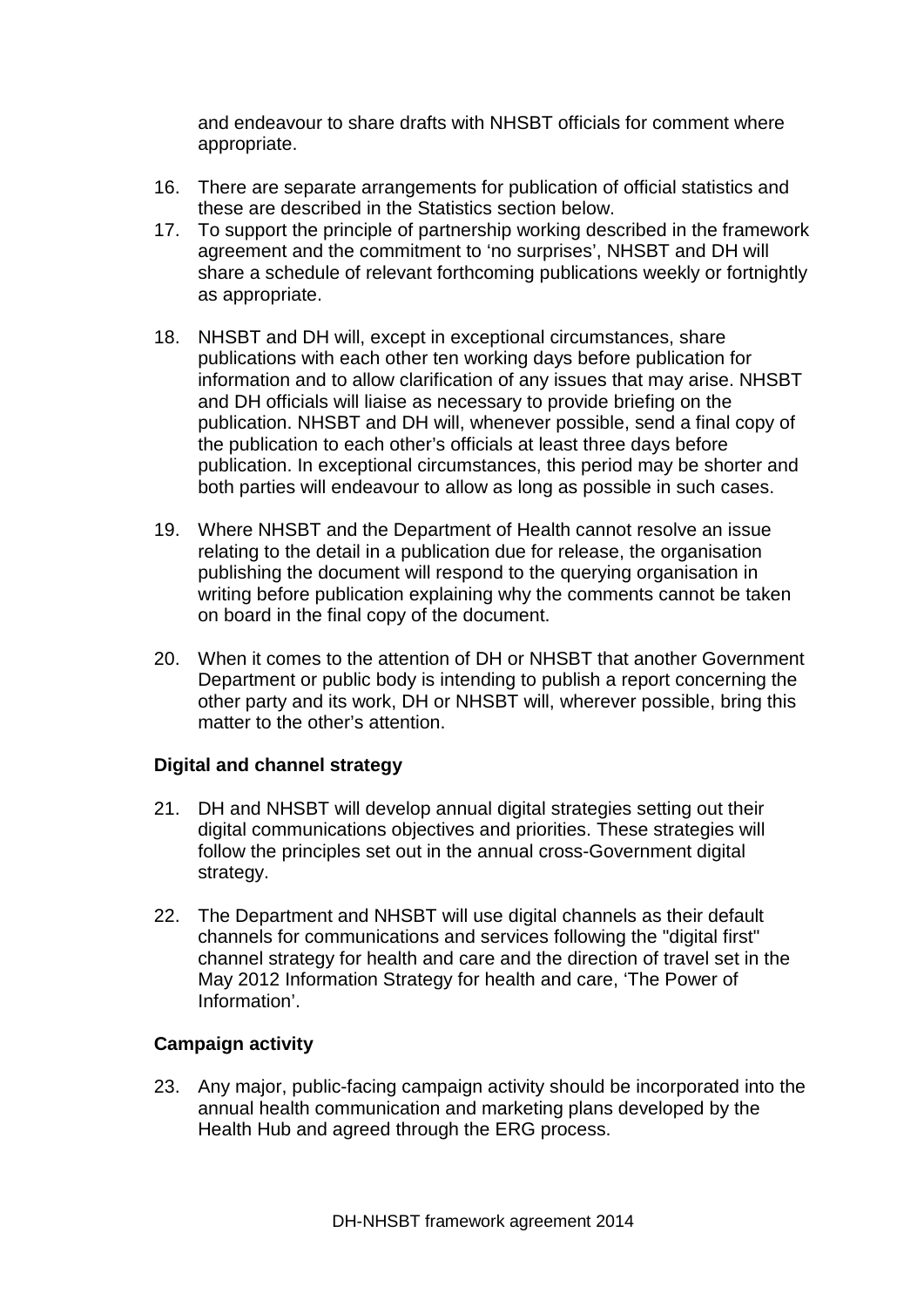and endeavour to share drafts with NHSBT officials for comment where appropriate.

16. There are separate arrangements for publication of official statistics and these are described in the Statistics section below.
17. To support the principle of partnership working described in the framework agreement and the commitment to 'no surprises', NHSBT and DH will share a schedule of relevant forthcoming publications weekly or fortnightly as appropriate.

18. NHSBT and DH will, except in exceptional circumstances, share publications with each other ten working days before publication for information and to allow clarification of any issues that may arise. NHSBT and DH officials will liaise as necessary to provide briefing on the publication. NHSBT and DH will, whenever possible, send a final copy of the publication to each other's officials at least three days before publication. In exceptional circumstances, this period may be shorter and both parties will endeavour to allow as long as possible in such cases.

19. Where NHSBT and the Department of Health cannot resolve an issue relating to the detail in a publication due for release, the organisation publishing the document will respond to the querying organisation in writing before publication explaining why the comments cannot be taken on board in the final copy of the document.

20. When it comes to the attention of DH or NHSBT that another Government Department or public body is intending to publish a report concerning the other party and its work, DH or NHSBT will, wherever possible, bring this matter to the other's attention.

### Digital and channel strategy

21. DH and NHSBT will develop annual digital strategies setting out their digital communications objectives and priorities. These strategies will follow the principles set out in the annual cross-Government digital strategy.

22. The Department and NHSBT will use digital channels as their default channels for communications and services following the "digital first" channel strategy for health and care and the direction of travel set in the May 2012 Information Strategy for health and care, 'The Power of Information'.

### Campaign activity

23. Any major, public-facing campaign activity should be incorporated into the annual health communication and marketing plans developed by the Health Hub and agreed through the ERG process.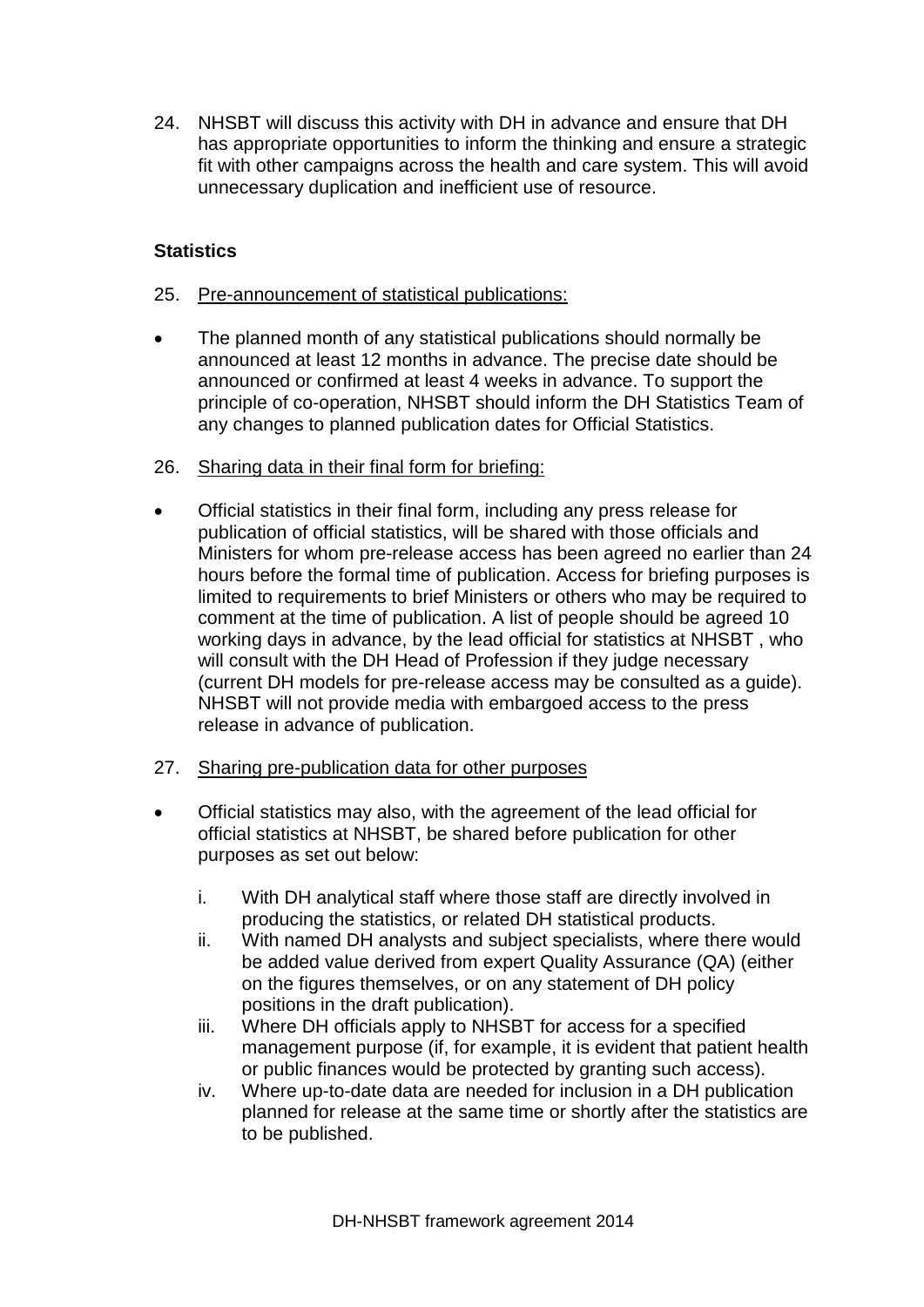24. NHSBT will discuss this activity with DH in advance and ensure that DH has appropriate opportunities to inform the thinking and ensure a strategic fit with other campaigns across the health and care system. This will avoid unnecessary duplication and inefficient use of resource.

**Statistics**

25. Pre-announcement of statistical publications:

- The planned month of any statistical publications should normally be announced at least 12 months in advance. The precise date should be announced or confirmed at least 4 weeks in advance. To support the principle of co-operation, NHSBT should inform the DH Statistics Team of any changes to planned publication dates for Official Statistics.

26. Sharing data in their final form for briefing:

- Official statistics in their final form, including any press release for publication of official statistics, will be shared with those officials and Ministers for whom pre-release access has been agreed no earlier than 24 hours before the formal time of publication. Access for briefing purposes is limited to requirements to brief Ministers or others who may be required to comment at the time of publication. A list of people should be agreed 10 working days in advance, by the lead official for statistics at NHSBT , who will consult with the DH Head of Profession if they judge necessary (current DH models for pre-release access may be consulted as a guide). NHSBT will not provide media with embargoed access to the press release in advance of publication.

27. Sharing pre-publication data for other purposes

- Official statistics may also, with the agreement of the lead official for official statistics at NHSBT, be shared before publication for other purposes as set out below:

    i. With DH analytical staff where those staff are directly involved in producing the statistics, or related DH statistical products.
    ii. With named DH analysts and subject specialists, where there would be added value derived from expert Quality Assurance (QA) (either on the figures themselves, or on any statement of DH policy positions in the draft publication).
    iii. Where DH officials apply to NHSBT for access for a specified management purpose (if, for example, it is evident that patient health or public finances would be protected by granting such access).
    iv. Where up-to-date data are needed for inclusion in a DH publication planned for release at the same time or shortly after the statistics are to be published.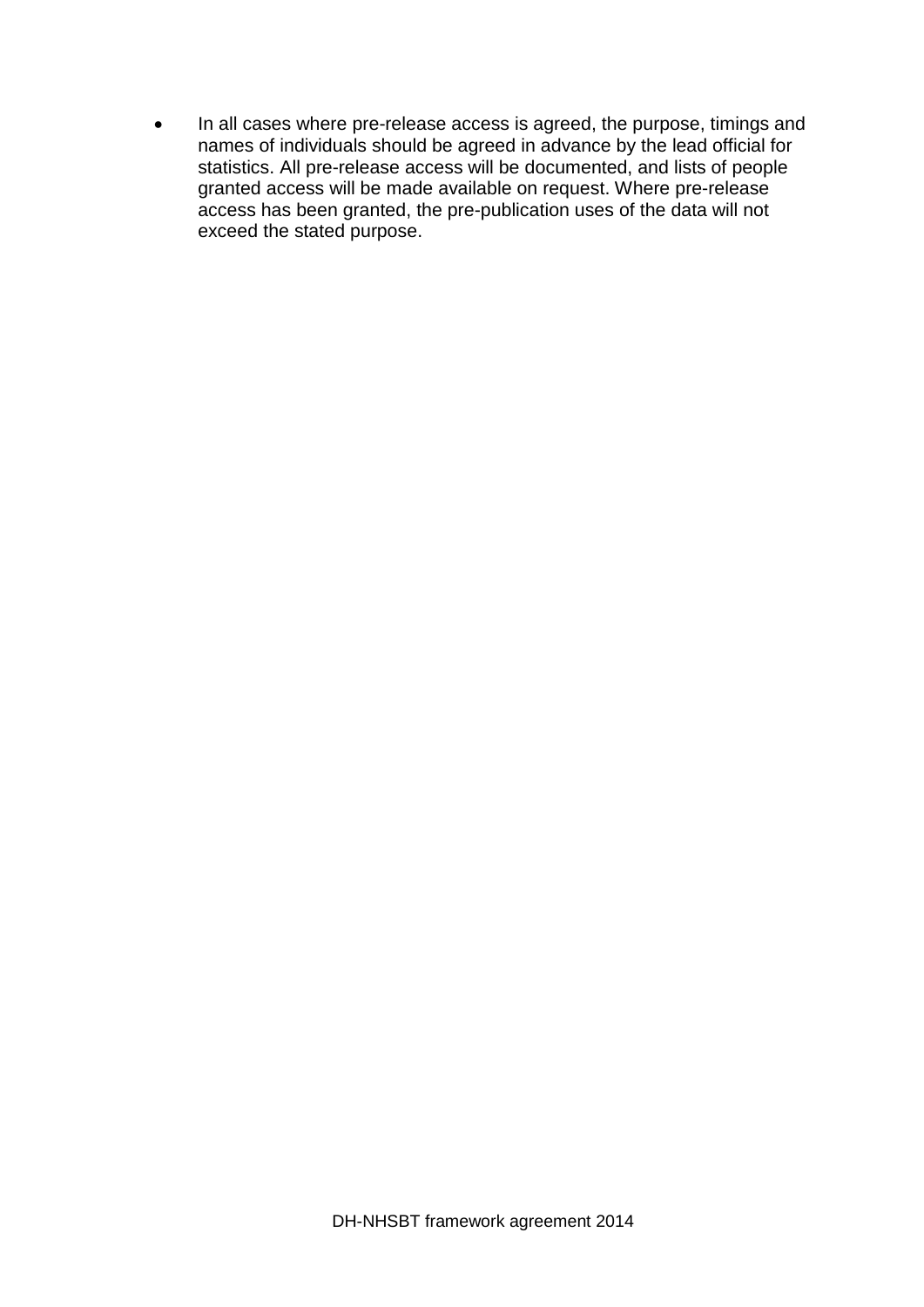- In all cases where pre-release access is agreed, the purpose, timings and names of individuals should be agreed in advance by the lead official for statistics. All pre-release access will be documented, and lists of people granted access will be made available on request. Where pre-release access has been granted, the pre-publication uses of the data will not exceed the stated purpose.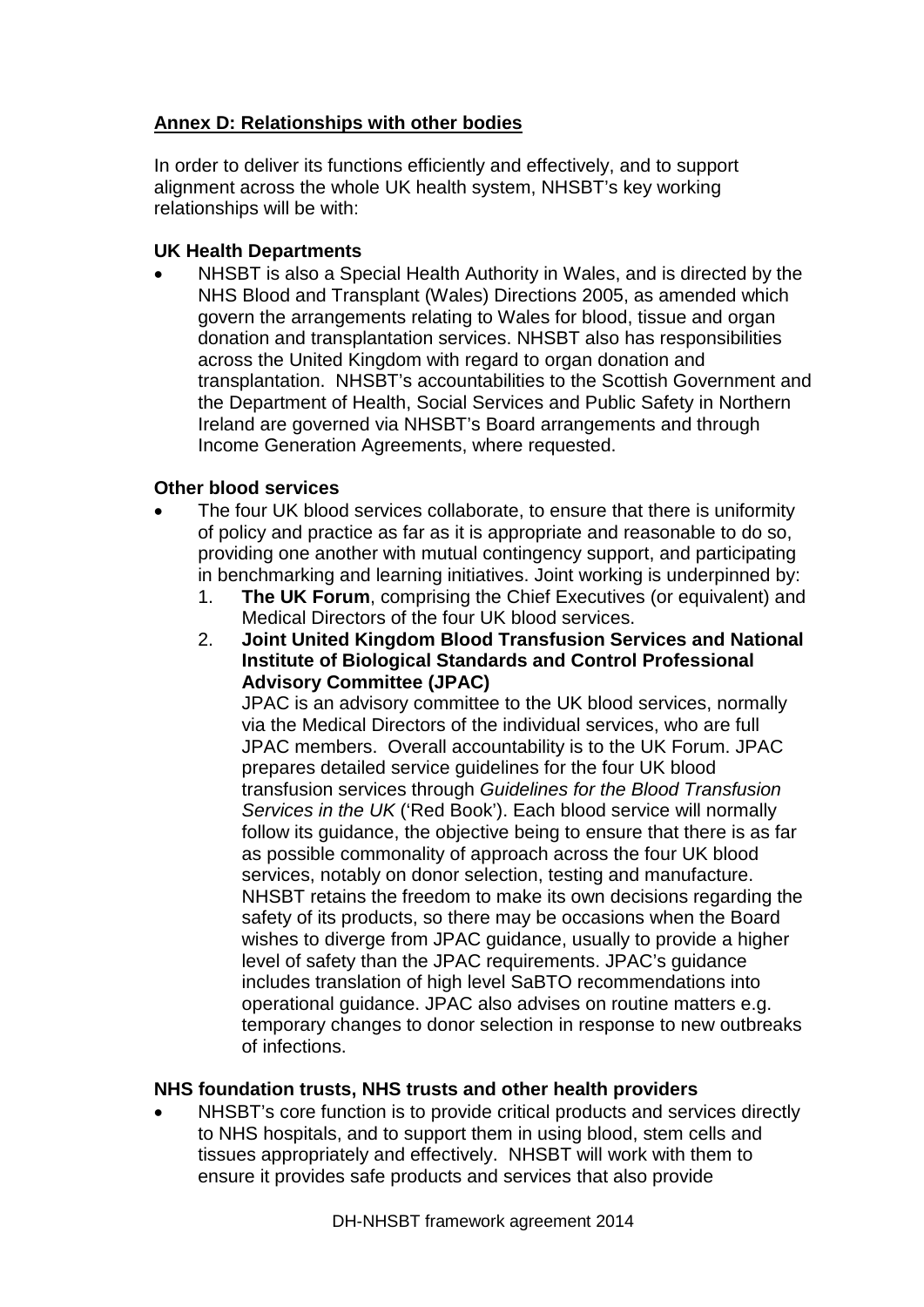## Annex D: Relationships with other bodies

In order to deliver its functions efficiently and effectively, and to support alignment across the whole UK health system, NHSBT's key working relationships will be with:

### UK Health Departments

- NHSBT is also a Special Health Authority in Wales, and is directed by the NHS Blood and Transplant (Wales) Directions 2005, as amended which govern the arrangements relating to Wales for blood, tissue and organ donation and transplantation services. NHSBT also has responsibilities across the United Kingdom with regard to organ donation and transplantation. NHSBT's accountabilities to the Scottish Government and the Department of Health, Social Services and Public Safety in Northern Ireland are governed via NHSBT's Board arrangements and through Income Generation Agreements, where requested.

### Other blood services

- The four UK blood services collaborate, to ensure that there is uniformity of policy and practice as far as it is appropriate and reasonable to do so, providing one another with mutual contingency support, and participating in benchmarking and learning initiatives. Joint working is underpinned by:
  1. **The UK Forum**, comprising the Chief Executives (or equivalent) and Medical Directors of the four UK blood services.
  2. **Joint United Kingdom Blood Transfusion Services and National Institute of Biological Standards and Control Professional Advisory Committee (JPAC)**

     JPAC is an advisory committee to the UK blood services, normally via the Medical Directors of the individual services, who are full JPAC members. Overall accountability is to the UK Forum. JPAC prepares detailed service guidelines for the four UK blood transfusion services through *Guidelines for the Blood Transfusion Services in the UK* ('Red Book'). Each blood service will normally follow its guidance, the objective being to ensure that there is as far as possible commonality of approach across the four UK blood services, notably on donor selection, testing and manufacture. NHSBT retains the freedom to make its own decisions regarding the safety of its products, so there may be occasions when the Board wishes to diverge from JPAC guidance, usually to provide a higher level of safety than the JPAC requirements. JPAC's guidance includes translation of high level SaBTO recommendations into operational guidance. JPAC also advises on routine matters e.g. temporary changes to donor selection in response to new outbreaks of infections.

### NHS foundation trusts, NHS trusts and other health providers

- NHSBT's core function is to provide critical products and services directly to NHS hospitals, and to support them in using blood, stem cells and tissues appropriately and effectively. NHSBT will work with them to ensure it provides safe products and services that also provide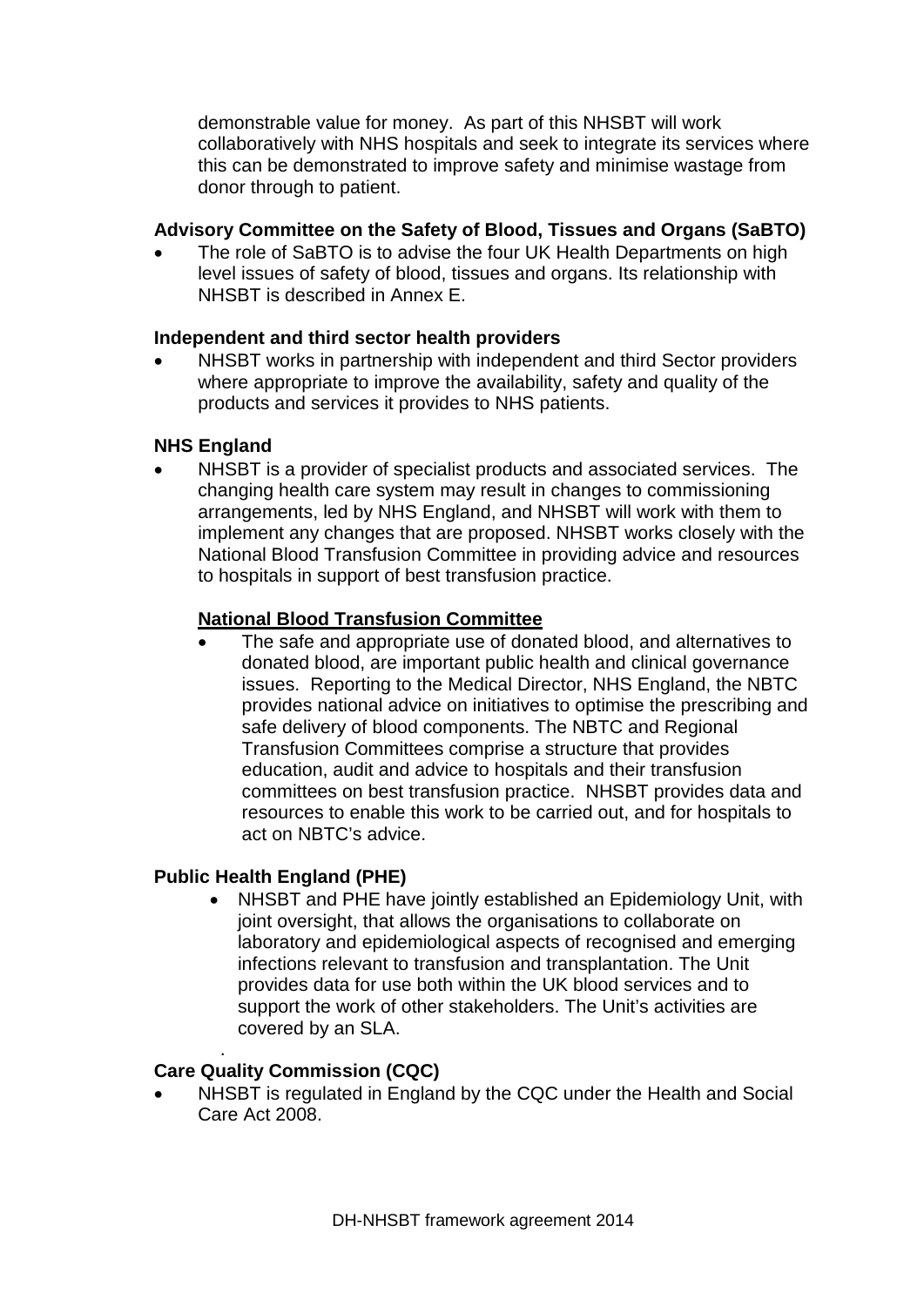demonstrable value for money. As part of this NHSBT will work collaboratively with NHS hospitals and seek to integrate its services where this can be demonstrated to improve safety and minimise wastage from donor through to patient.

**Advisory Committee on the Safety of Blood, Tissues and Organs (SaBTO)**

- The role of SaBTO is to advise the four UK Health Departments on high level issues of safety of blood, tissues and organs. Its relationship with NHSBT is described in Annex E.

**Independent and third sector health providers**

- NHSBT works in partnership with independent and third Sector providers where appropriate to improve the availability, safety and quality of the products and services it provides to NHS patients.

**NHS England**

- NHSBT is a provider of specialist products and associated services. The changing health care system may result in changes to commissioning arrangements, led by NHS England, and NHSBT will work with them to implement any changes that are proposed. NHSBT works closely with the National Blood Transfusion Committee in providing advice and resources to hospitals in support of best transfusion practice.

  **National Blood Transfusion Committee**

  - The safe and appropriate use of donated blood, and alternatives to donated blood, are important public health and clinical governance issues. Reporting to the Medical Director, NHS England, the NBTC provides national advice on initiatives to optimise the prescribing and safe delivery of blood components. The NBTC and Regional Transfusion Committees comprise a structure that provides education, audit and advice to hospitals and their transfusion committees on best transfusion practice. NHSBT provides data and resources to enable this work to be carried out, and for hospitals to act on NBTC's advice.

**Public Health England (PHE)**

- NHSBT and PHE have jointly established an Epidemiology Unit, with joint oversight, that allows the organisations to collaborate on laboratory and epidemiological aspects of recognised and emerging infections relevant to transfusion and transplantation. The Unit provides data for use both within the UK blood services and to support the work of other stakeholders. The Unit's activities are covered by an SLA.

**Care Quality Commission (CQC)**

- NHSBT is regulated in England by the CQC under the Health and Social Care Act 2008.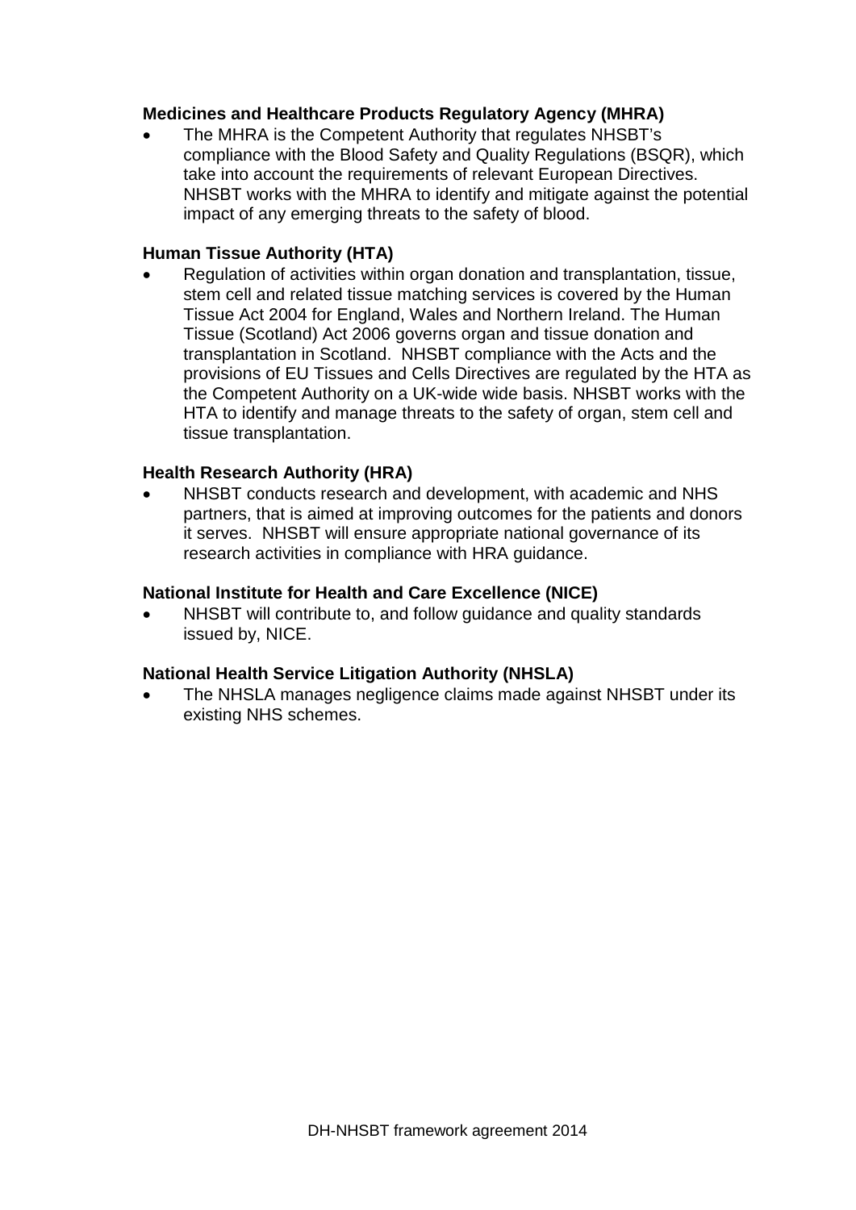**Medicines and Healthcare Products Regulatory Agency (MHRA)**

- The MHRA is the Competent Authority that regulates NHSBT's compliance with the Blood Safety and Quality Regulations (BSQR), which take into account the requirements of relevant European Directives. NHSBT works with the MHRA to identify and mitigate against the potential impact of any emerging threats to the safety of blood.

**Human Tissue Authority (HTA)**

- Regulation of activities within organ donation and transplantation, tissue, stem cell and related tissue matching services is covered by the Human Tissue Act 2004 for England, Wales and Northern Ireland. The Human Tissue (Scotland) Act 2006 governs organ and tissue donation and transplantation in Scotland. NHSBT compliance with the Acts and the provisions of EU Tissues and Cells Directives are regulated by the HTA as the Competent Authority on a UK-wide wide basis. NHSBT works with the HTA to identify and manage threats to the safety of organ, stem cell and tissue transplantation.

**Health Research Authority (HRA)**

- NHSBT conducts research and development, with academic and NHS partners, that is aimed at improving outcomes for the patients and donors it serves. NHSBT will ensure appropriate national governance of its research activities in compliance with HRA guidance.

**National Institute for Health and Care Excellence (NICE)**

- NHSBT will contribute to, and follow guidance and quality standards issued by, NICE.

**National Health Service Litigation Authority (NHSLA)**

- The NHSLA manages negligence claims made against NHSBT under its existing NHS schemes.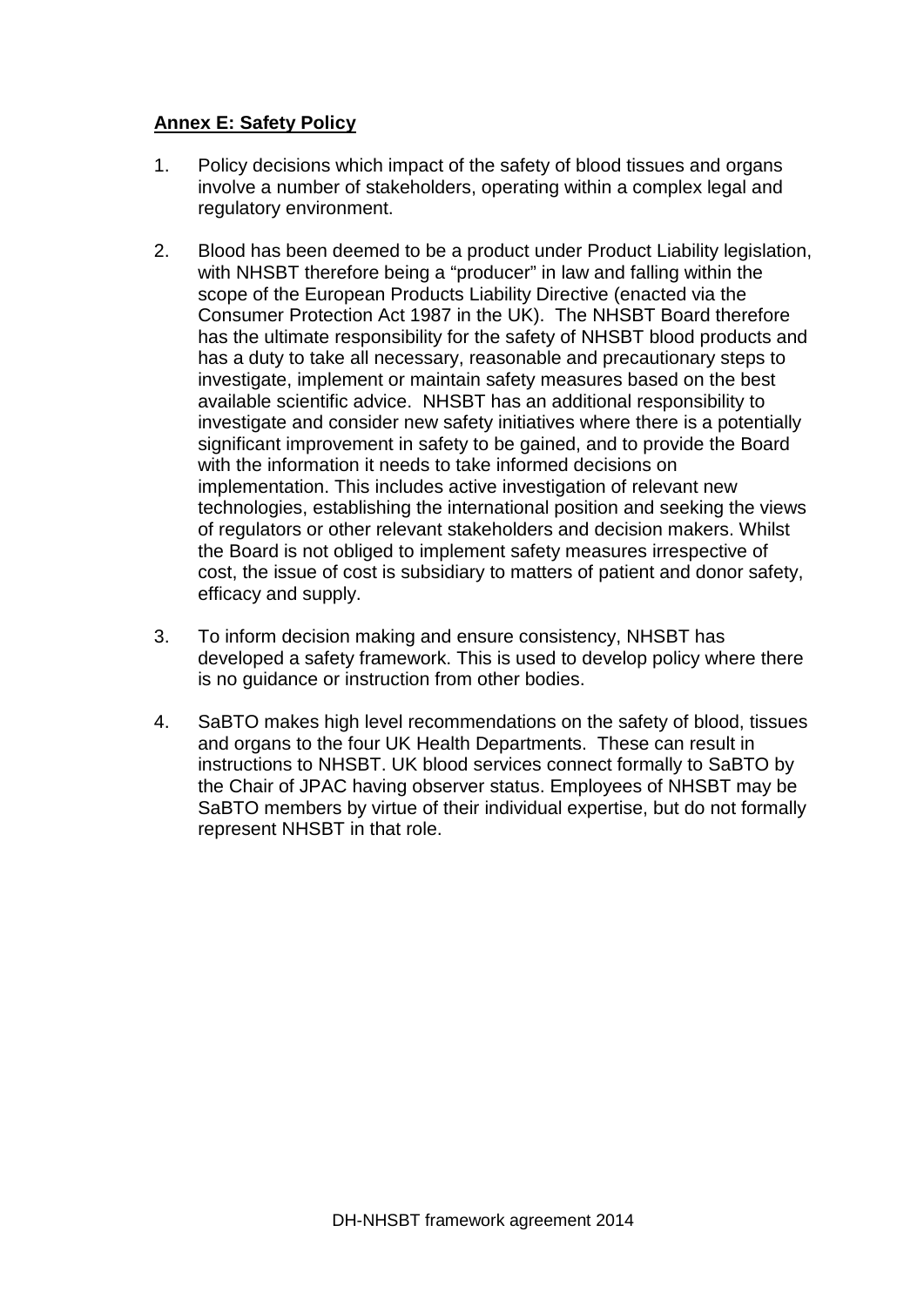**Annex E: Safety Policy**

1. Policy decisions which impact of the safety of blood tissues and organs involve a number of stakeholders, operating within a complex legal and regulatory environment.

2. Blood has been deemed to be a product under Product Liability legislation, with NHSBT therefore being a "producer" in law and falling within the scope of the European Products Liability Directive (enacted via the Consumer Protection Act 1987 in the UK). The NHSBT Board therefore has the ultimate responsibility for the safety of NHSBT blood products and has a duty to take all necessary, reasonable and precautionary steps to investigate, implement or maintain safety measures based on the best available scientific advice. NHSBT has an additional responsibility to investigate and consider new safety initiatives where there is a potentially significant improvement in safety to be gained, and to provide the Board with the information it needs to take informed decisions on implementation. This includes active investigation of relevant new technologies, establishing the international position and seeking the views of regulators or other relevant stakeholders and decision makers. Whilst the Board is not obliged to implement safety measures irrespective of cost, the issue of cost is subsidiary to matters of patient and donor safety, efficacy and supply.

3. To inform decision making and ensure consistency, NHSBT has developed a safety framework. This is used to develop policy where there is no guidance or instruction from other bodies.

4. SaBTO makes high level recommendations on the safety of blood, tissues and organs to the four UK Health Departments. These can result in instructions to NHSBT. UK blood services connect formally to SaBTO by the Chair of JPAC having observer status. Employees of NHSBT may be SaBTO members by virtue of their individual expertise, but do not formally represent NHSBT in that role.